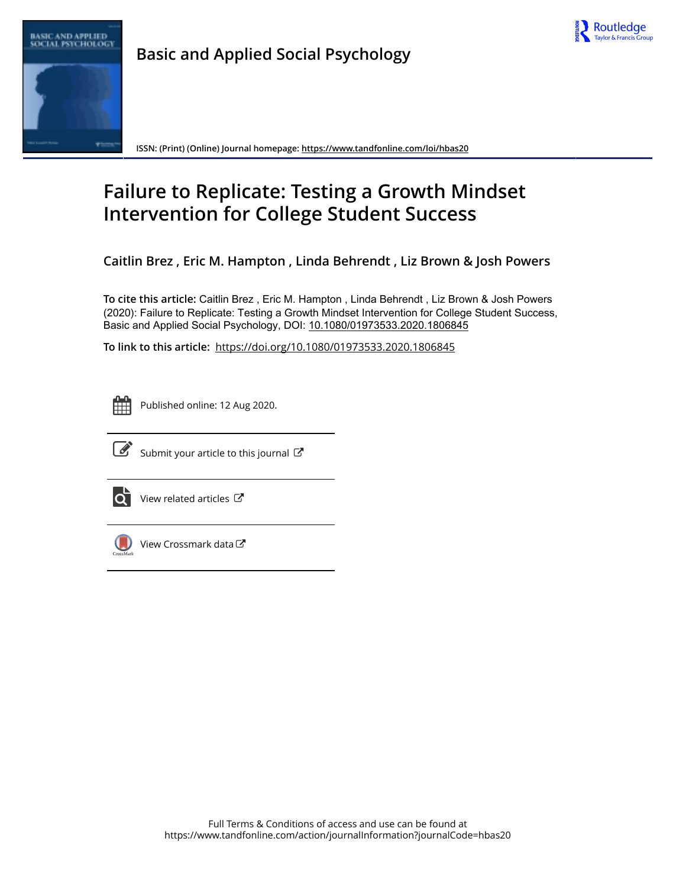# Basic and Applied Social Psychology

ISSN: (Print) (Online) Journal homepage: https://www.tandfonline.com/loi/hbas20

# Failure to Replicate: Testing a Growth Mindset Intervention for College Student Success

**Caitlin Brez , Eric M. Hampton , Linda Behrendt , Liz Brown & Josh Powers**

**To cite this article:** Caitlin Brez , Eric M. Hampton , Linda Behrendt , Liz Brown & Josh Powers (2020): Failure to Replicate: Testing a Growth Mindset Intervention for College Student Success, Basic and Applied Social Psychology, DOI: 10.1080/01973533.2020.1806845

**To link to this article:** https://doi.org/10.1080/01973533.2020.1806845

Published online: 12 Aug 2020.

Submit your article to this journal

View related articles

View Crossmark data

Full Terms & Conditions of access and use can be found at
https://www.tandfonline.com/action/journalInformation?journalCode=hbas20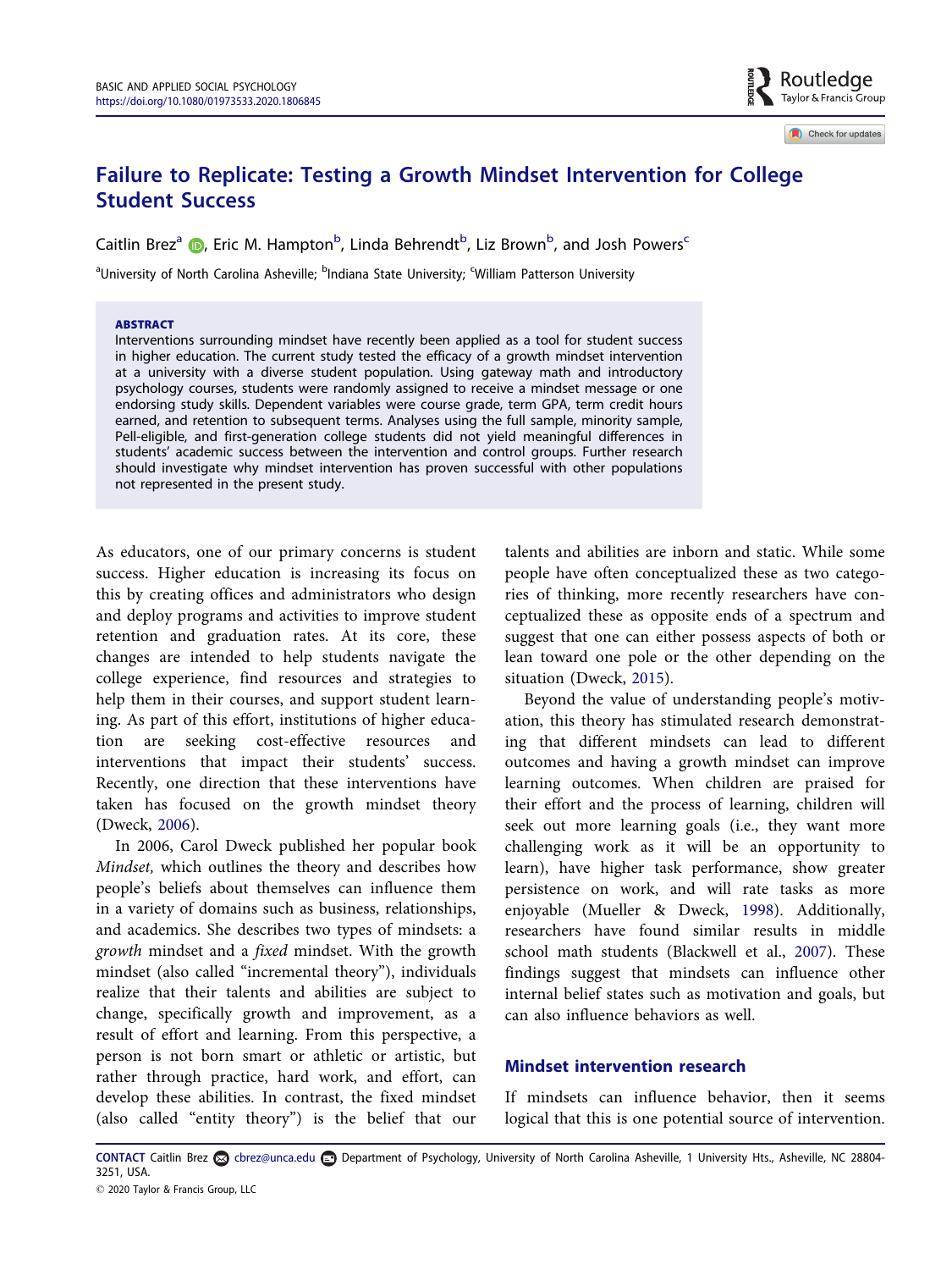# Failure to Replicate: Testing a Growth Mindset Intervention for College Student Success

Caitlin Brez[a], Eric M. Hampton[b], Linda Behrendt[b], Liz Brown[b], and Josh Powers[c]

[a]University of North Carolina Asheville; [b]Indiana State University; [c]William Patterson University

**ABSTRACT**

Interventions surrounding mindset have recently been applied as a tool for student success in higher education. The current study tested the efficacy of a growth mindset intervention at a university with a diverse student population. Using gateway math and introductory psychology courses, students were randomly assigned to receive a mindset message or one endorsing study skills. Dependent variables were course grade, term GPA, term credit hours earned, and retention to subsequent terms. Analyses using the full sample, minority sample, Pell-eligible, and first-generation college students did not yield meaningful differences in students' academic success between the intervention and control groups. Further research should investigate why mindset intervention has proven successful with other populations not represented in the present study.

As educators, one of our primary concerns is student success. Higher education is increasing its focus on this by creating offices and administrators who design and deploy programs and activities to improve student retention and graduation rates. At its core, these changes are intended to help students navigate the college experience, find resources and strategies to help them in their courses, and support student learning. As part of this effort, institutions of higher education are seeking cost-effective resources and interventions that impact their students' success. Recently, one direction that these interventions have taken has focused on the growth mindset theory (Dweck, 2006).

In 2006, Carol Dweck published her popular book *Mindset,* which outlines the theory and describes how people's beliefs about themselves can influence them in a variety of domains such as business, relationships, and academics. She describes two types of mindsets: a *growth* mindset and a *fixed* mindset. With the growth mindset (also called "incremental theory"), individuals realize that their talents and abilities are subject to change, specifically growth and improvement, as a result of effort and learning. From this perspective, a person is not born smart or athletic or artistic, but rather through practice, hard work, and effort, can develop these abilities. In contrast, the fixed mindset (also called "entity theory") is the belief that our talents and abilities are inborn and static. While some people have often conceptualized these as two categories of thinking, more recently researchers have conceptualized these as opposite ends of a spectrum and suggest that one can either possess aspects of both or lean toward one pole or the other depending on the situation (Dweck, 2015).

Beyond the value of understanding people's motivation, this theory has stimulated research demonstrating that different mindsets can lead to different outcomes and having a growth mindset can improve learning outcomes. When children are praised for their effort and the process of learning, children will seek out more learning goals (i.e., they want more challenging work as it will be an opportunity to learn), have higher task performance, show greater persistence on work, and will rate tasks as more enjoyable (Mueller & Dweck, 1998). Additionally, researchers have found similar results in middle school math students (Blackwell et al., 2007). These findings suggest that mindsets can influence other internal belief states such as motivation and goals, but can also influence behaviors as well.

## Mindset intervention research

If mindsets can influence behavior, then it seems logical that this is one potential source of intervention.

**CONTACT** Caitlin Brez cbrez@unca.edu Department of Psychology, University of North Carolina Asheville, 1 University Hts., Asheville, NC 28804-3251, USA.

© 2020 Taylor & Francis Group, LLC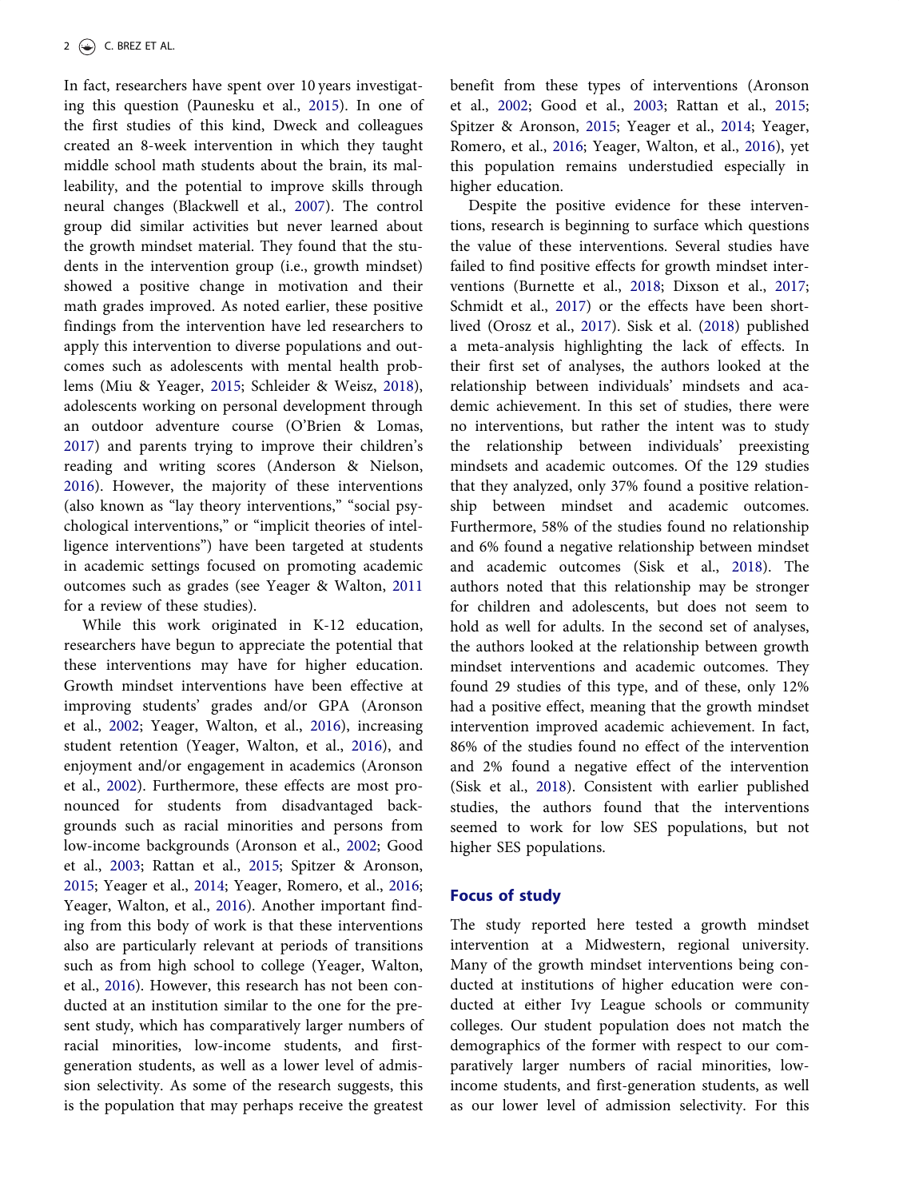In fact, researchers have spent over 10 years investigating this question (Paunesku et al., 2015). In one of the first studies of this kind, Dweck and colleagues created an 8-week intervention in which they taught middle school math students about the brain, its malleability, and the potential to improve skills through neural changes (Blackwell et al., 2007). The control group did similar activities but never learned about the growth mindset material. They found that the students in the intervention group (i.e., growth mindset) showed a positive change in motivation and their math grades improved. As noted earlier, these positive findings from the intervention have led researchers to apply this intervention to diverse populations and outcomes such as adolescents with mental health problems (Miu & Yeager, 2015; Schleider & Weisz, 2018), adolescents working on personal development through an outdoor adventure course (O'Brien & Lomas, 2017) and parents trying to improve their children's reading and writing scores (Anderson & Nielson, 2016). However, the majority of these interventions (also known as "lay theory interventions," "social psychological interventions," or "implicit theories of intelligence interventions") have been targeted at students in academic settings focused on promoting academic outcomes such as grades (see Yeager & Walton, 2011 for a review of these studies).

While this work originated in K-12 education, researchers have begun to appreciate the potential that these interventions may have for higher education. Growth mindset interventions have been effective at improving students' grades and/or GPA (Aronson et al., 2002; Yeager, Walton, et al., 2016), increasing student retention (Yeager, Walton, et al., 2016), and enjoyment and/or engagement in academics (Aronson et al., 2002). Furthermore, these effects are most pronounced for students from disadvantaged backgrounds such as racial minorities and persons from low-income backgrounds (Aronson et al., 2002; Good et al., 2003; Rattan et al., 2015; Spitzer & Aronson, 2015; Yeager et al., 2014; Yeager, Romero, et al., 2016; Yeager, Walton, et al., 2016). Another important finding from this body of work is that these interventions also are particularly relevant at periods of transitions such as from high school to college (Yeager, Walton, et al., 2016). However, this research has not been conducted at an institution similar to the one for the present study, which has comparatively larger numbers of racial minorities, low-income students, and first-generation students, as well as a lower level of admission selectivity. As some of the research suggests, this is the population that may perhaps receive the greatest benefit from these types of interventions (Aronson et al., 2002; Good et al., 2003; Rattan et al., 2015; Spitzer & Aronson, 2015; Yeager et al., 2014; Yeager, Romero, et al., 2016; Yeager, Walton, et al., 2016), yet this population remains understudied especially in higher education.

Despite the positive evidence for these interventions, research is beginning to surface which questions the value of these interventions. Several studies have failed to find positive effects for growth mindset interventions (Burnette et al., 2018; Dixson et al., 2017; Schmidt et al., 2017) or the effects have been short-lived (Orosz et al., 2017). Sisk et al. (2018) published a meta-analysis highlighting the lack of effects. In their first set of analyses, the authors looked at the relationship between individuals' mindsets and academic achievement. In this set of studies, there were no interventions, but rather the intent was to study the relationship between individuals' preexisting mindsets and academic outcomes. Of the 129 studies that they analyzed, only 37% found a positive relationship between mindset and academic outcomes. Furthermore, 58% of the studies found no relationship and 6% found a negative relationship between mindset and academic outcomes (Sisk et al., 2018). The authors noted that this relationship may be stronger for children and adolescents, but does not seem to hold as well for adults. In the second set of analyses, the authors looked at the relationship between growth mindset interventions and academic outcomes. They found 29 studies of this type, and of these, only 12% had a positive effect, meaning that the growth mindset intervention improved academic achievement. In fact, 86% of the studies found no effect of the intervention and 2% found a negative effect of the intervention (Sisk et al., 2018). Consistent with earlier published studies, the authors found that the interventions seemed to work for low SES populations, but not higher SES populations.

## Focus of study

The study reported here tested a growth mindset intervention at a Midwestern, regional university. Many of the growth mindset interventions being conducted at institutions of higher education were conducted at either Ivy League schools or community colleges. Our student population does not match the demographics of the former with respect to our comparatively larger numbers of racial minorities, low-income students, and first-generation students, as well as our lower level of admission selectivity. For this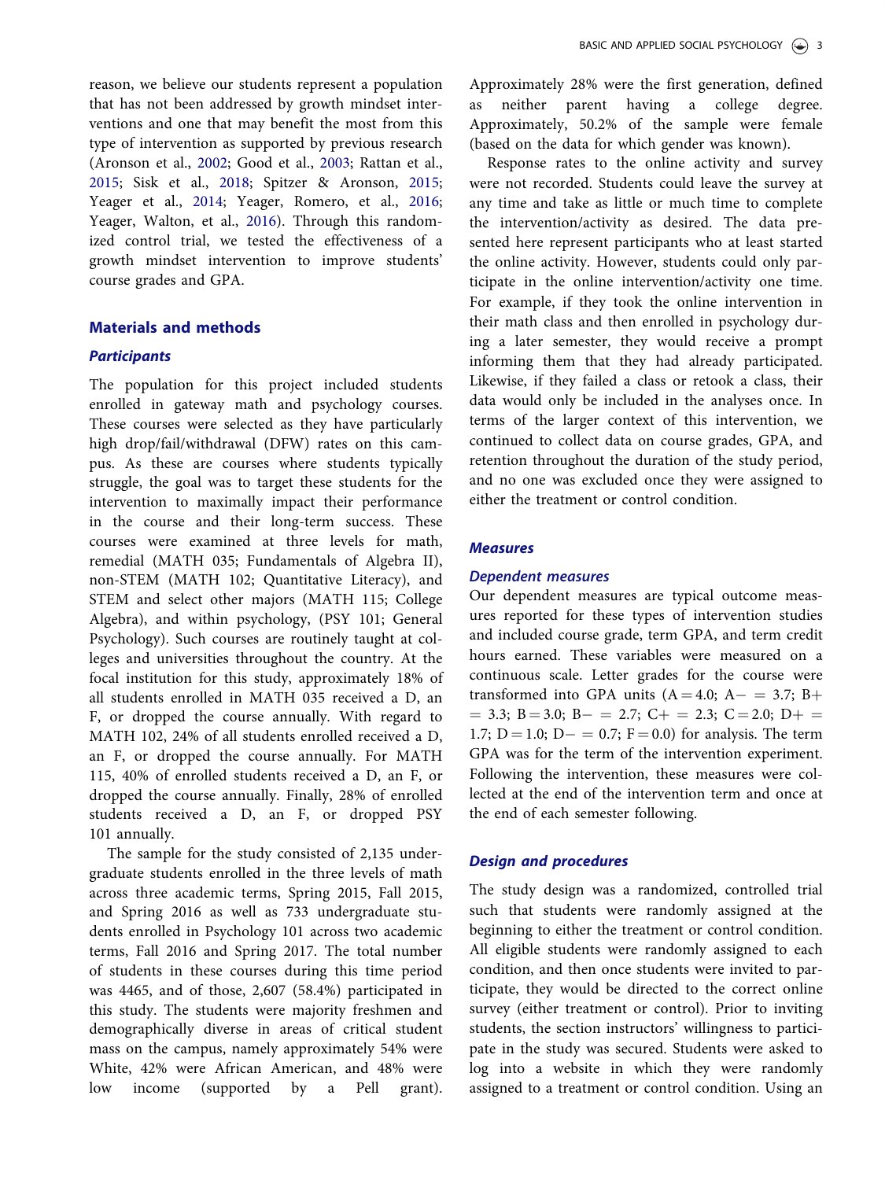reason, we believe our students represent a population that has not been addressed by growth mindset interventions and one that may benefit the most from this type of intervention as supported by previous research (Aronson et al., 2002; Good et al., 2003; Rattan et al., 2015; Sisk et al., 2018; Spitzer & Aronson, 2015; Yeager, Romero, et al., 2016; Yeager et al., 2014; Yeager, Walton, et al., 2016). Through this randomized control trial, we tested the effectiveness of a growth mindset intervention to improve students' course grades and GPA.

## Materials and methods

### Participants

The population for this project included students enrolled in gateway math and psychology courses. These courses were selected as they have particularly high drop/fail/withdrawal (DFW) rates on this campus. As these are courses where students typically struggle, the goal was to target these students for the intervention to maximally impact their performance in the course and their long-term success. These courses were examined at three levels for math, remedial (MATH 035; Fundamentals of Algebra II), non-STEM (MATH 102; Quantitative Literacy), and STEM and select other majors (MATH 115; College Algebra), and within psychology, (PSY 101; General Psychology). Such courses are routinely taught at colleges and universities throughout the country. At the focal institution for this study, approximately 18% of all students enrolled in MATH 035 received a D, an F, or dropped the course annually. With regard to MATH 102, 24% of all students enrolled received a D, an F, or dropped the course annually. For MATH 115, 40% of enrolled students received a D, an F, or dropped the course annually. Finally, 28% of enrolled students received a D, an F, or dropped PSY 101 annually.

The sample for the study consisted of 2,135 undergraduate students enrolled in the three levels of math across three academic terms, Spring 2015, Fall 2015, and Spring 2016 as well as 733 undergraduate students enrolled in Psychology 101 across two academic terms, Fall 2016 and Spring 2017. The total number of students in these courses during this time period was 4465, and of those, 2,607 (58.4%) participated in this study. The students were majority freshmen and demographically diverse in areas of critical student mass on the campus, namely approximately 54% were White, 42% were African American, and 48% were low income (supported by a Pell grant). Approximately 28% were the first generation, defined as neither parent having a college degree. Approximately, 50.2% of the sample were female (based on the data for which gender was known).

Response rates to the online activity and survey were not recorded. Students could leave the survey at any time and take as little or much time to complete the intervention/activity as desired. The data presented here represent participants who at least started the online activity. However, students could only participate in the online intervention/activity one time. For example, if they took the online intervention in their math class and then enrolled in psychology during a later semester, they would receive a prompt informing them that they had already participated. Likewise, if they failed a class or retook a class, their data would only be included in the analyses once. In terms of the larger context of this intervention, we continued to collect data on course grades, GPA, and retention throughout the duration of the study period, and no one was excluded once they were assigned to either the treatment or control condition.

### Measures

#### Dependent measures

Our dependent measures are typical outcome measures reported for these types of intervention studies and included course grade, term GPA, and term credit hours earned. These variables were measured on a continuous scale. Letter grades for the course were transformed into GPA units (A = 4.0; A− = 3.7; B+ = 3.3; B = 3.0; B− = 2.7; C+ = 2.3; C = 2.0; D+ = 1.7; D = 1.0; D− = 0.7; F = 0.0) for analysis. The term GPA was for the term of the intervention experiment. Following the intervention, these measures were collected at the end of the intervention term and once at the end of each semester following.

### Design and procedures

The study design was a randomized, controlled trial such that students were randomly assigned at the beginning to either the treatment or control condition. All eligible students were randomly assigned to each condition, and then once students were invited to participate, they would be directed to the correct online survey (either treatment or control). Prior to inviting students, the section instructors' willingness to participate in the study was secured. Students were asked to log into a website in which they were randomly assigned to a treatment or control condition. Using an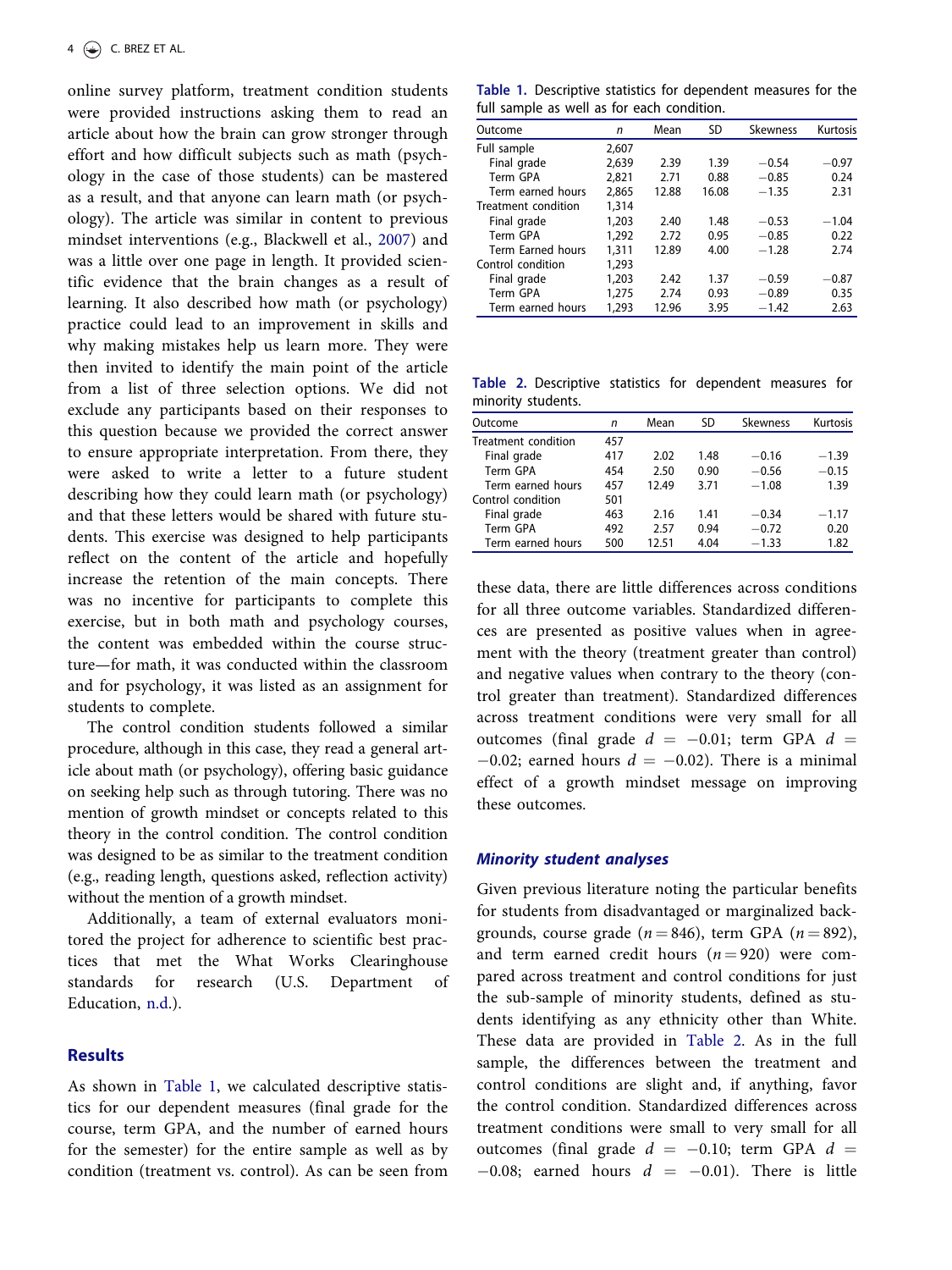online survey platform, treatment condition students were provided instructions asking them to read an article about how the brain can grow stronger through effort and how difficult subjects such as math (psychology in the case of those students) can be mastered as a result, and that anyone can learn math (or psychology). The article was similar in content to previous mindset interventions (e.g., Blackwell et al., 2007) and was a little over one page in length. It provided scientific evidence that the brain changes as a result of learning. It also described how math (or psychology) practice could lead to an improvement in skills and why making mistakes help us learn more. They were then invited to identify the main point of the article from a list of three selection options. We did not exclude any participants based on their responses to this question because we provided the correct answer to ensure appropriate interpretation. From there, they were asked to write a letter to a future student describing how they could learn math (or psychology) and that these letters would be shared with future students. This exercise was designed to help participants reflect on the content of the article and hopefully increase the retention of the main concepts. There was no incentive for participants to complete this exercise, but in both math and psychology courses, the content was embedded within the course structure—for math, it was conducted within the classroom and for psychology, it was listed as an assignment for students to complete.

The control condition students followed a similar procedure, although in this case, they read a general article about math (or psychology), offering basic guidance on seeking help such as through tutoring. There was no mention of growth mindset or concepts related to this theory in the control condition. The control condition was designed to be as similar to the treatment condition (e.g., reading length, questions asked, reflection activity) without the mention of a growth mindset.

Additionally, a team of external evaluators monitored the project for adherence to scientific best practices that met the What Works Clearinghouse standards for research (U.S. Department of Education, n.d.).

## Results

As shown in Table 1, we calculated descriptive statistics for our dependent measures (final grade for the course, term GPA, and the number of earned hours for the semester) for the entire sample as well as by condition (treatment vs. control). As can be seen from these data, there are little differences across conditions for all three outcome variables. Standardized differences are presented as positive values when in agreement with the theory (treatment greater than control) and negative values when contrary to the theory (control greater than treatment). Standardized differences across treatment conditions were very small for all outcomes (final grade $d = -0.01$; term GPA $d = -0.02$; earned hours $d = -0.02$). There is a minimal effect of a growth mindset message on improving these outcomes.

**Table 1.** Descriptive statistics for dependent measures for the full sample as well as for each condition.

| Outcome | *n* | Mean | SD | Skewness | Kurtosis |
|---|---|---|---|---|---|
| Full sample | 2,607 | | | | |
| Final grade | 2,639 | 2.39 | 1.39 | −0.54 | −0.97 |
| Term GPA | 2,821 | 2.71 | 0.88 | −0.85 | 0.24 |
| Term earned hours | 2,865 | 12.88 | 16.08 | −1.35 | 2.31 |
| Treatment condition | 1,314 | | | | |
| Final grade | 1,203 | 2.40 | 1.48 | −0.53 | −1.04 |
| Term GPA | 1,292 | 2.72 | 0.95 | −0.85 | 0.22 |
| Term Earned hours | 1,311 | 12.89 | 4.00 | −1.28 | 2.74 |
| Control condition | 1,293 | | | | |
| Final grade | 1,203 | 2.42 | 1.37 | −0.59 | −0.87 |
| Term GPA | 1,275 | 2.74 | 0.93 | −0.89 | 0.35 |
| Term earned hours | 1,293 | 12.96 | 3.95 | −1.42 | 2.63 |

**Table 2.** Descriptive statistics for dependent measures for minority students.

| Outcome | *n* | Mean | SD | Skewness | Kurtosis |
|---|---|---|---|---|---|
| Treatment condition | 457 | | | | |
| Final grade | 417 | 2.02 | 1.48 | −0.16 | −1.39 |
| Term GPA | 454 | 2.50 | 0.90 | −0.56 | −0.15 |
| Term earned hours | 457 | 12.49 | 3.71 | −1.08 | 1.39 |
| Control condition | 501 | | | | |
| Final grade | 463 | 2.16 | 1.41 | −0.34 | −1.17 |
| Term GPA | 492 | 2.57 | 0.94 | −0.72 | 0.20 |
| Term earned hours | 500 | 12.51 | 4.04 | −1.33 | 1.82 |

### *Minority student analyses*

Given previous literature noting the particular benefits for students from disadvantaged or marginalized backgrounds, course grade ($n = 846$), term GPA ($n = 892$), and term earned credit hours ($n = 920$) were compared across treatment and control conditions for just the sub-sample of minority students, defined as students identifying as any ethnicity other than White. These data are provided in Table 2. As in the full sample, the differences between the treatment and control conditions are slight and, if anything, favor the control condition. Standardized differences across treatment conditions were small to very small for all outcomes (final grade $d = -0.10$; term GPA $d = -0.08$; earned hours $d = -0.01$). There is little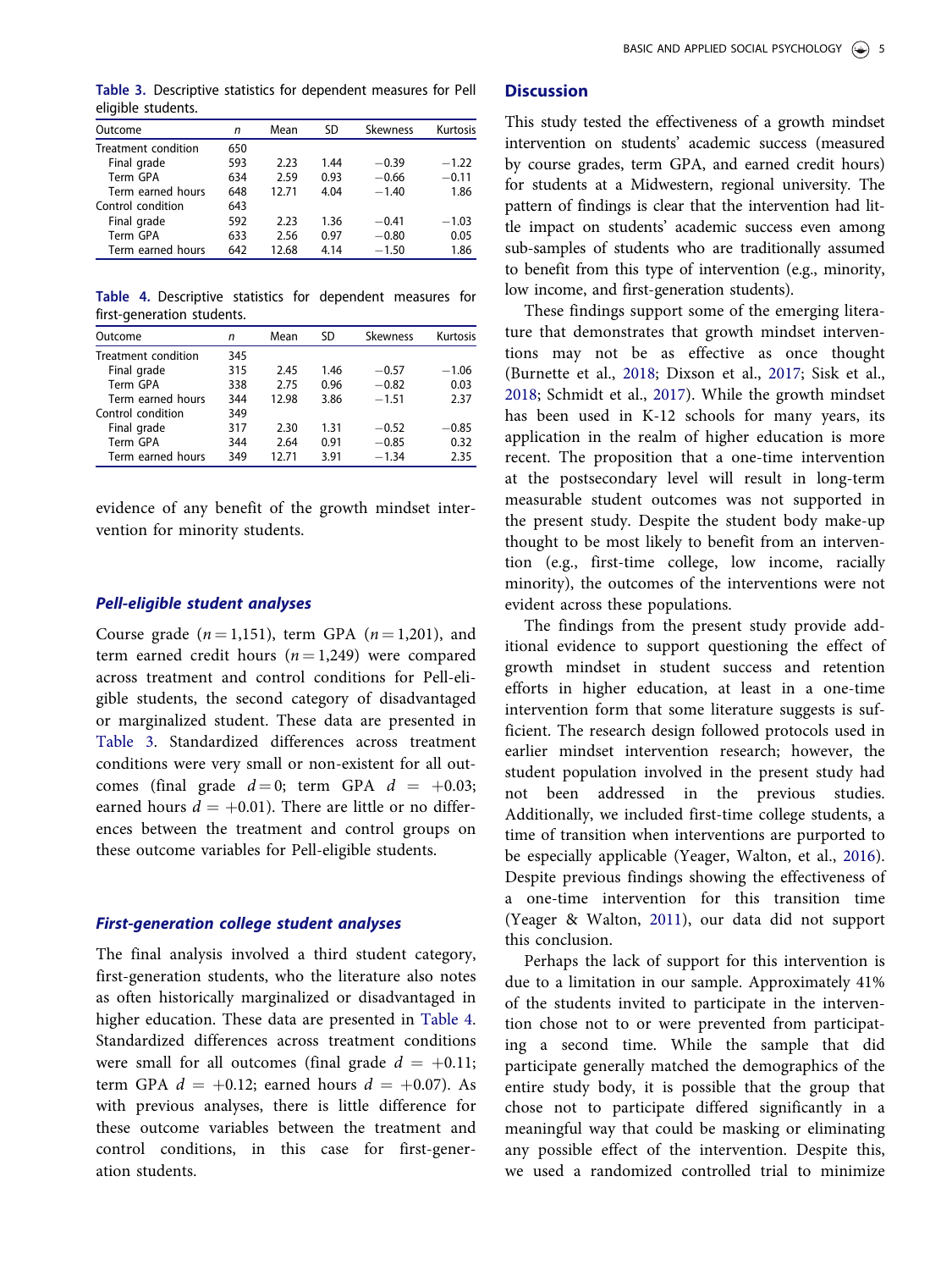Table 3. Descriptive statistics for dependent measures for Pell eligible students.

| Outcome | $n$ | Mean | SD | Skewness | Kurtosis |
|---|---|---|---|---|---|
| Treatment condition | 650 | | | | |
| Final grade | 593 | 2.23 | 1.44 | −0.39 | −1.22 |
| Term GPA | 634 | 2.59 | 0.93 | −0.66 | −0.11 |
| Term earned hours | 648 | 12.71 | 4.04 | −1.40 | 1.86 |
| Control condition | 643 | | | | |
| Final grade | 592 | 2.23 | 1.36 | −0.41 | −1.03 |
| Term GPA | 633 | 2.56 | 0.97 | −0.80 | 0.05 |
| Term earned hours | 642 | 12.68 | 4.14 | −1.50 | 1.86 |

Table 4. Descriptive statistics for dependent measures for first-generation students.

| Outcome | $n$ | Mean | SD | Skewness | Kurtosis |
|---|---|---|---|---|---|
| Treatment condition | 345 | | | | |
| Final grade | 315 | 2.45 | 1.46 | −0.57 | −1.06 |
| Term GPA | 338 | 2.75 | 0.96 | −0.82 | 0.03 |
| Term earned hours | 344 | 12.98 | 3.86 | −1.51 | 2.37 |
| Control condition | 349 | | | | |
| Final grade | 317 | 2.30 | 1.31 | −0.52 | −0.85 |
| Term GPA | 344 | 2.64 | 0.91 | −0.85 | 0.32 |
| Term earned hours | 349 | 12.71 | 3.91 | −1.34 | 2.35 |

evidence of any benefit of the growth mindset intervention for minority students.

### *Pell-eligible student analyses*

Course grade ($n = 1{,}151$), term GPA ($n = 1{,}201$), and term earned credit hours ($n = 1{,}249$) were compared across treatment and control conditions for Pell-eligible students, the second category of disadvantaged or marginalized student. These data are presented in Table 3. Standardized differences across treatment conditions were very small or non-existent for all outcomes (final grade $d = 0$; term GPA $d = +0.03$; earned hours $d = +0.01$). There are little or no differences between the treatment and control groups on these outcome variables for Pell-eligible students.

### *First-generation college student analyses*

The final analysis involved a third student category, first-generation students, who the literature also notes as often historically marginalized or disadvantaged in higher education. These data are presented in Table 4. Standardized differences across treatment conditions were small for all outcomes (final grade $d = +0.11$; term GPA $d = +0.12$; earned hours $d = +0.07$). As with previous analyses, there is little difference for these outcome variables between the treatment and control conditions, in this case for first-generation students.

## Discussion

This study tested the effectiveness of a growth mindset intervention on students' academic success (measured by course grades, term GPA, and earned credit hours) for students at a Midwestern, regional university. The pattern of findings is clear that the intervention had little impact on students' academic success even among sub-samples of students who are traditionally assumed to benefit from this type of intervention (e.g., minority, low income, and first-generation students).

These findings support some of the emerging literature that demonstrates that growth mindset interventions may not be as effective as once thought (Burnette et al., 2018; Dixson et al., 2017; Sisk et al., 2018; Schmidt et al., 2017). While the growth mindset has been used in K-12 schools for many years, its application in the realm of higher education is more recent. The proposition that a one-time intervention at the postsecondary level will result in long-term measurable student outcomes was not supported in the present study. Despite the student body make-up thought to be most likely to benefit from an intervention (e.g., first-time college, low income, racially minority), the outcomes of the interventions were not evident across these populations.

The findings from the present study provide additional evidence to support questioning the effect of growth mindset in student success and retention efforts in higher education, at least in a one-time intervention form that some literature suggests is sufficient. The research design followed protocols used in earlier mindset intervention research; however, the student population involved in the present study had not been addressed in the previous studies. Additionally, we included first-time college students, a time of transition when interventions are purported to be especially applicable (Yeager, Walton, et al., 2016). Despite previous findings showing the effectiveness of a one-time intervention for this transition time (Yeager & Walton, 2011), our data did not support this conclusion.

Perhaps the lack of support for this intervention is due to a limitation in our sample. Approximately 41% of the students invited to participate in the intervention chose not to or were prevented from participating a second time. While the sample that did participate generally matched the demographics of the entire study body, it is possible that the group that chose not to participate differed significantly in a meaningful way that could be masking or eliminating any possible effect of the intervention. Despite this, we used a randomized controlled trial to minimize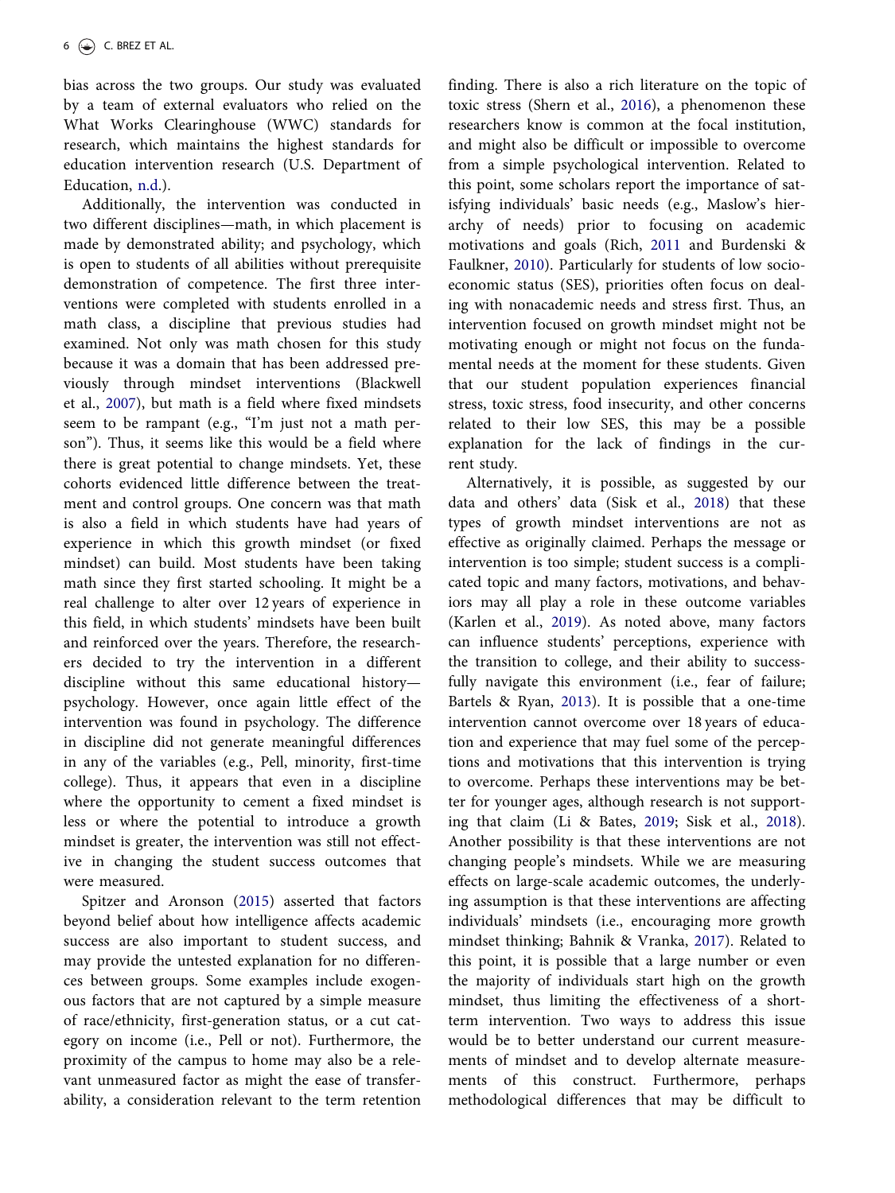bias across the two groups. Our study was evaluated by a team of external evaluators who relied on the What Works Clearinghouse (WWC) standards for research, which maintains the highest standards for education intervention research (U.S. Department of Education, n.d.).

Additionally, the intervention was conducted in two different disciplines—math, in which placement is made by demonstrated ability; and psychology, which is open to students of all abilities without prerequisite demonstration of competence. The first three interventions were completed with students enrolled in a math class, a discipline that previous studies had examined. Not only was math chosen for this study because it was a domain that has been addressed previously through mindset interventions (Blackwell et al., 2007), but math is a field where fixed mindsets seem to be rampant (e.g., "I'm just not a math person"). Thus, it seems like this would be a field where there is great potential to change mindsets. Yet, these cohorts evidenced little difference between the treatment and control groups. One concern was that math is also a field in which students have had years of experience in which this growth mindset (or fixed mindset) can build. Most students have been taking math since they first started schooling. It might be a real challenge to alter over 12 years of experience in this field, in which students' mindsets have been built and reinforced over the years. Therefore, the researchers decided to try the intervention in a different discipline without this same educational history—psychology. However, once again little effect of the intervention was found in psychology. The difference in discipline did not generate meaningful differences in any of the variables (e.g., Pell, minority, first-time college). Thus, it appears that even in a discipline where the opportunity to cement a fixed mindset is less or where the potential to introduce a growth mindset is greater, the intervention was still not effective in changing the student success outcomes that were measured.

Spitzer and Aronson (2015) asserted that factors beyond belief about how intelligence affects academic success are also important to student success, and may provide the untested explanation for no differences between groups. Some examples include exogenous factors that are not captured by a simple measure of race/ethnicity, first-generation status, or a cut category on income (i.e., Pell or not). Furthermore, the proximity of the campus to home may also be a relevant unmeasured factor as might the ease of transferability, a consideration relevant to the term retention finding. There is also a rich literature on the topic of toxic stress (Shern et al., 2016), a phenomenon these researchers know is common at the focal institution, and might also be difficult or impossible to overcome from a simple psychological intervention. Related to this point, some scholars report the importance of satisfying individuals' basic needs (e.g., Maslow's hierarchy of needs) prior to focusing on academic motivations and goals (Rich, 2011 and Burdenski & Faulkner, 2010). Particularly for students of low socioeconomic status (SES), priorities often focus on dealing with nonacademic needs and stress first. Thus, an intervention focused on growth mindset might not be motivating enough or might not focus on the fundamental needs at the moment for these students. Given that our student population experiences financial stress, toxic stress, food insecurity, and other concerns related to their low SES, this may be a possible explanation for the lack of findings in the current study.

Alternatively, it is possible, as suggested by our data and others' data (Sisk et al., 2018) that these types of growth mindset interventions are not as effective as originally claimed. Perhaps the message or intervention is too simple; student success is a complicated topic and many factors, motivations, and behaviors may all play a role in these outcome variables (Karlen et al., 2019). As noted above, many factors can influence students' perceptions, experience with the transition to college, and their ability to successfully navigate this environment (i.e., fear of failure; Bartels & Ryan, 2013). It is possible that a one-time intervention cannot overcome over 18 years of education and experience that may fuel some of the perceptions and motivations that this intervention is trying to overcome. Perhaps these interventions may be better for younger ages, although research is not supporting that claim (Li & Bates, 2019; Sisk et al., 2018). Another possibility is that these interventions are not changing people's mindsets. While we are measuring effects on large-scale academic outcomes, the underlying assumption is that these interventions are affecting individuals' mindsets (i.e., encouraging more growth mindset thinking; Bahnik & Vranka, 2017). Related to this point, it is possible that a large number or even the majority of individuals start high on the growth mindset, thus limiting the effectiveness of a short-term intervention. Two ways to address this issue would be to better understand our current measurements of mindset and to develop alternate measurements of this construct. Furthermore, perhaps methodological differences that may be difficult to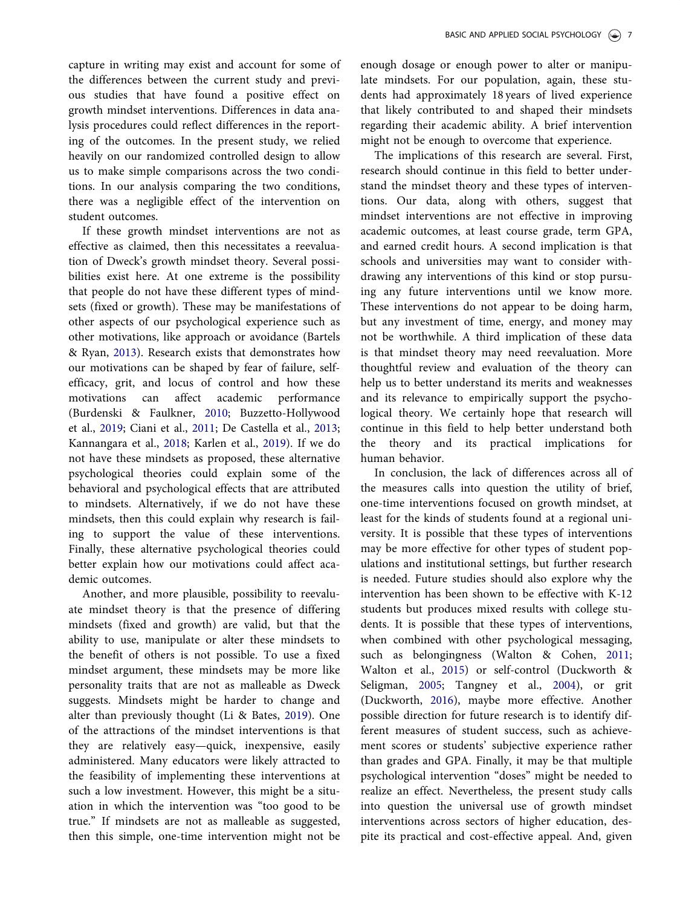capture in writing may exist and account for some of the differences between the current study and previous studies that have found a positive effect on growth mindset interventions. Differences in data analysis procedures could reflect differences in the reporting of the outcomes. In the present study, we relied heavily on our randomized controlled design to allow us to make simple comparisons across the two conditions. In our analysis comparing the two conditions, there was a negligible effect of the intervention on student outcomes.

If these growth mindset interventions are not as effective as claimed, then this necessitates a reevaluation of Dweck's growth mindset theory. Several possibilities exist here. At one extreme is the possibility that people do not have these different types of mindsets (fixed or growth). These may be manifestations of other aspects of our psychological experience such as other motivations, like approach or avoidance (Bartels & Ryan, 2013). Research exists that demonstrates how our motivations can be shaped by fear of failure, self-efficacy, grit, and locus of control and how these motivations can affect academic performance (Burdenski & Faulkner, 2010; Buzzetto-Hollywood et al., 2019; Ciani et al., 2011; De Castella et al., 2013; Kannangara et al., 2018; Karlen et al., 2019). If we do not have these mindsets as proposed, these alternative psychological theories could explain some of the behavioral and psychological effects that are attributed to mindsets. Alternatively, if we do not have these mindsets, then this could explain why research is failing to support the value of these interventions. Finally, these alternative psychological theories could better explain how our motivations could affect academic outcomes.

Another, and more plausible, possibility to reevaluate mindset theory is that the presence of differing mindsets (fixed and growth) are valid, but that the ability to use, manipulate or alter these mindsets to the benefit of others is not possible. To use a fixed mindset argument, these mindsets may be more like personality traits that are not as malleable as Dweck suggests. Mindsets might be harder to change and alter than previously thought (Li & Bates, 2019). One of the attractions of the mindset interventions is that they are relatively easy—quick, inexpensive, easily administered. Many educators were likely attracted to the feasibility of implementing these interventions at such a low investment. However, this might be a situation in which the intervention was "too good to be true." If mindsets are not as malleable as suggested, then this simple, one-time intervention might not be enough dosage or enough power to alter or manipulate mindsets. For our population, again, these students had approximately 18 years of lived experience that likely contributed to and shaped their mindsets regarding their academic ability. A brief intervention might not be enough to overcome that experience.

The implications of this research are several. First, research should continue in this field to better understand the mindset theory and these types of interventions. Our data, along with others, suggest that mindset interventions are not effective in improving academic outcomes, at least course grade, term GPA, and earned credit hours. A second implication is that schools and universities may want to consider withdrawing any interventions of this kind or stop pursuing any future interventions until we know more. These interventions do not appear to be doing harm, but any investment of time, energy, and money may not be worthwhile. A third implication of these data is that mindset theory may need reevaluation. More thoughtful review and evaluation of the theory can help us to better understand its merits and weaknesses and its relevance to empirically support the psychological theory. We certainly hope that research will continue in this field to help better understand both the theory and its practical implications for human behavior.

In conclusion, the lack of differences across all of the measures calls into question the utility of brief, one-time interventions focused on growth mindset, at least for the kinds of students found at a regional university. It is possible that these types of interventions may be more effective for other types of student populations and institutional settings, but further research is needed. Future studies should also explore why the intervention has been shown to be effective with K-12 students but produces mixed results with college students. It is possible that these types of interventions, when combined with other psychological messaging, such as belongingness (Walton & Cohen, 2011; Walton et al., 2015) or self-control (Duckworth & Seligman, 2005; Tangney et al., 2004), or grit (Duckworth, 2016), maybe more effective. Another possible direction for future research is to identify different measures of student success, such as achievement scores or students' subjective experience rather than grades and GPA. Finally, it may be that multiple psychological intervention "doses" might be needed to realize an effect. Nevertheless, the present study calls into question the universal use of growth mindset interventions across sectors of higher education, despite its practical and cost-effective appeal. And, given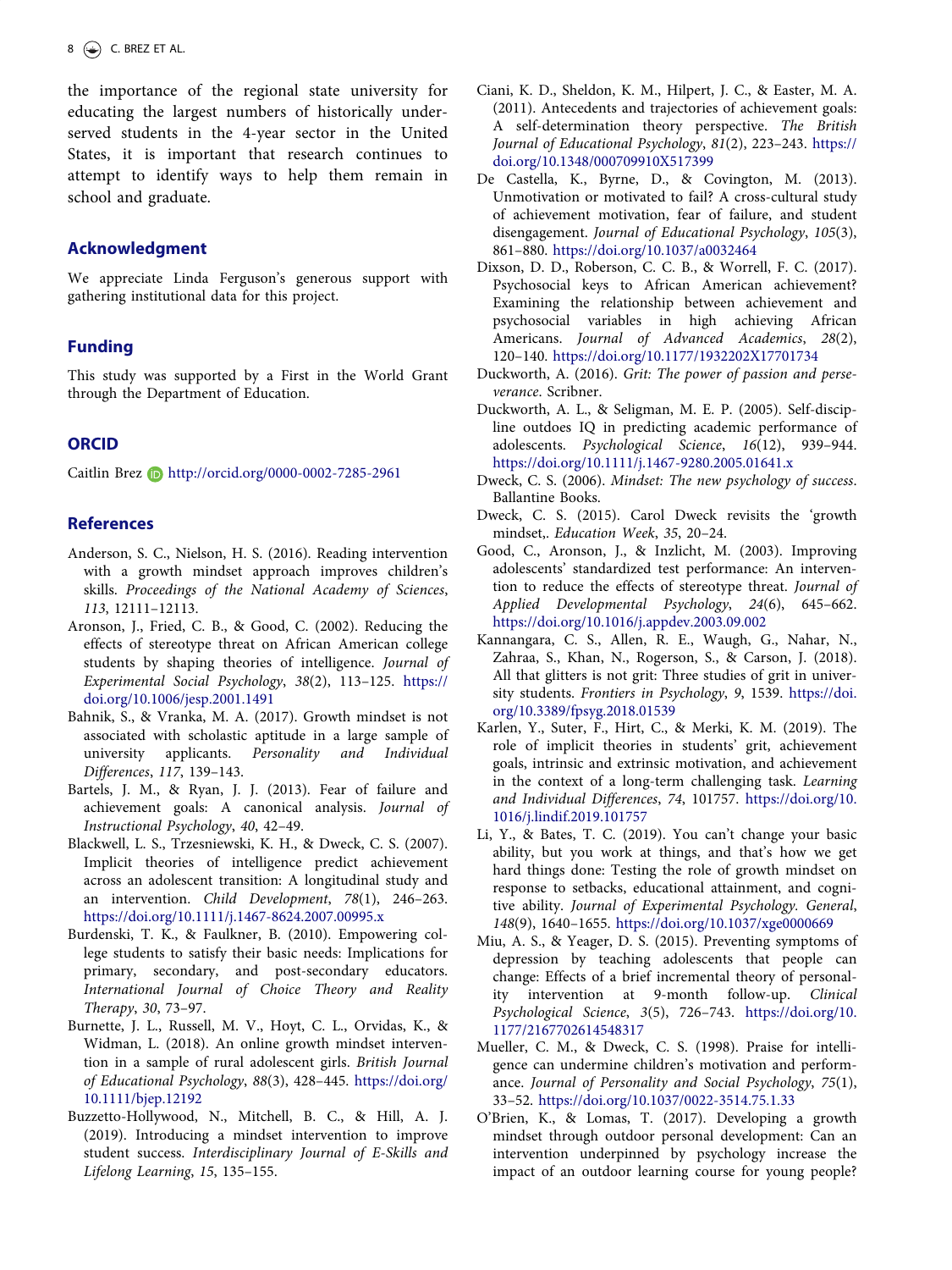the importance of the regional state university for educating the largest numbers of historically underserved students in the 4-year sector in the United States, it is important that research continues to attempt to identify ways to help them remain in school and graduate.

## Acknowledgment

We appreciate Linda Ferguson's generous support with gathering institutional data for this project.

## Funding

This study was supported by a First in the World Grant through the Department of Education.

## ORCID

Caitlin Brez http://orcid.org/0000-0002-7285-2961

## References

Anderson, S. C., Nielson, H. S. (2016). Reading intervention with a growth mindset approach improves children's skills. *Proceedings of the National Academy of Sciences*, *113*, 12111–12113.

Aronson, J., Fried, C. B., & Good, C. (2002). Reducing the effects of stereotype threat on African American college students by shaping theories of intelligence. *Journal of Experimental Social Psychology*, *38*(2), 113–125. https://doi.org/10.1006/jesp.2001.1491

Bahnik, S., & Vranka, M. A. (2017). Growth mindset is not associated with scholastic aptitude in a large sample of university applicants. *Personality and Individual Differences*, *117*, 139–143.

Bartels, J. M., & Ryan, J. J. (2013). Fear of failure and achievement goals: A canonical analysis. *Journal of Instructional Psychology*, *40*, 42–49.

Blackwell, L. S., Trzesniewski, K. H., & Dweck, C. S. (2007). Implicit theories of intelligence predict achievement across an adolescent transition: A longitudinal study and an intervention. *Child Development*, *78*(1), 246–263. https://doi.org/10.1111/j.1467-8624.2007.00995.x

Burdenski, T. K., & Faulkner, B. (2010). Empowering college students to satisfy their basic needs: Implications for primary, secondary, and post-secondary educators. *International Journal of Choice Theory and Reality Therapy*, *30*, 73–97.

Burnette, J. L., Russell, M. V., Hoyt, C. L., Orvidas, K., & Widman, L. (2018). An online growth mindset intervention in a sample of rural adolescent girls. *British Journal of Educational Psychology*, *88*(3), 428–445. https://doi.org/10.1111/bjep.12192

Buzzetto-Hollywood, N., Mitchell, B. C., & Hill, A. J. (2019). Introducing a mindset intervention to improve student success. *Interdisciplinary Journal of E-Skills and Lifelong Learning*, *15*, 135–155.

Ciani, K. D., Sheldon, K. M., Hilpert, J. C., & Easter, M. A. (2011). Antecedents and trajectories of achievement goals: A self-determination theory perspective. *The British Journal of Educational Psychology*, *81*(2), 223–243. https://doi.org/10.1348/000709910X517399

De Castella, K., Byrne, D., & Covington, M. (2013). Unmotivation or motivated to fail? A cross-cultural study of achievement motivation, fear of failure, and student disengagement. *Journal of Educational Psychology*, *105*(3), 861–880. https://doi.org/10.1037/a0032464

Dixson, D. D., Roberson, C. C. B., & Worrell, F. C. (2017). Psychosocial keys to African American achievement? Examining the relationship between achievement and psychosocial variables in high achieving African Americans. *Journal of Advanced Academics*, *28*(2), 120–140. https://doi.org/10.1177/1932202X17701734

Duckworth, A. (2016). *Grit: The power of passion and perseverance*. Scribner.

Duckworth, A. L., & Seligman, M. E. P. (2005). Self-discipline outdoes IQ in predicting academic performance of adolescents. *Psychological Science*, *16*(12), 939–944. https://doi.org/10.1111/j.1467-9280.2005.01641.x

Dweck, C. S. (2006). *Mindset: The new psychology of success*. Ballantine Books.

Dweck, C. S. (2015). Carol Dweck revisits the 'growth mindset,. *Education Week*, *35*, 20–24.

Good, C., Aronson, J., & Inzlicht, M. (2003). Improving adolescents' standardized test performance: An intervention to reduce the effects of stereotype threat. *Journal of Applied Developmental Psychology*, *24*(6), 645–662. https://doi.org/10.1016/j.appdev.2003.09.002

Kannangara, C. S., Allen, R. E., Waugh, G., Nahar, N., Zahraa, S., Khan, N., Rogerson, S., & Carson, J. (2018). All that glitters is not grit: Three studies of grit in university students. *Frontiers in Psychology*, *9*, 1539. https://doi.org/10.3389/fpsyg.2018.01539

Karlen, Y., Suter, F., Hirt, C., & Merki, K. M. (2019). The role of implicit theories in students' grit, achievement goals, intrinsic and extrinsic motivation, and achievement in the context of a long-term challenging task. *Learning and Individual Differences*, *74*, 101757. https://doi.org/10.1016/j.lindif.2019.101757

Li, Y., & Bates, T. C. (2019). You can't change your basic ability, but you work at things, and that's how we get hard things done: Testing the role of growth mindset on response to setbacks, educational attainment, and cognitive ability. *Journal of Experimental Psychology. General*, *148*(9), 1640–1655. https://doi.org/10.1037/xge0000669

Miu, A. S., & Yeager, D. S. (2015). Preventing symptoms of depression by teaching adolescents that people can change: Effects of a brief incremental theory of personality intervention at 9-month follow-up. *Clinical Psychological Science*, *3*(5), 726–743. https://doi.org/10.1177/2167702614548317

Mueller, C. M., & Dweck, C. S. (1998). Praise for intelligence can undermine children's motivation and performance. *Journal of Personality and Social Psychology*, *75*(1), 33–52. https://doi.org/10.1037/0022-3514.75.1.33

O'Brien, K., & Lomas, T. (2017). Developing a growth mindset through outdoor personal development: Can an intervention underpinned by psychology increase the impact of an outdoor learning course for young people?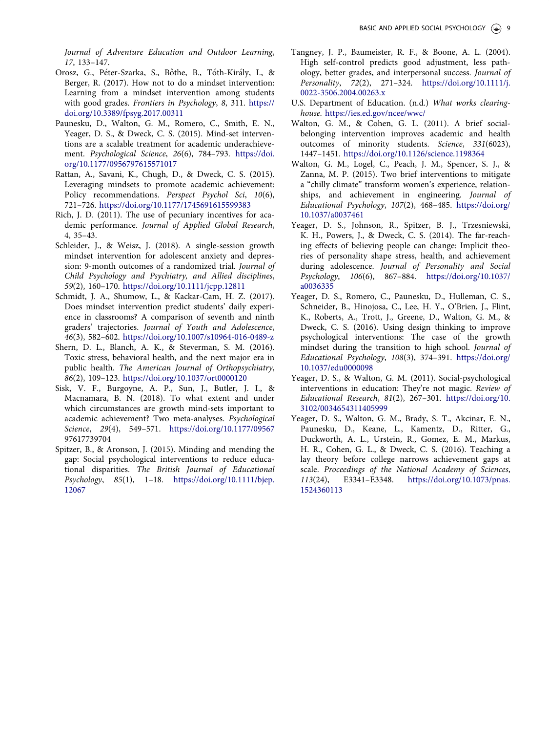*Journal of Adventure Education and Outdoor Learning*, *17*, 133–147.

Orosz, G., Péter-Szarka, S., Bőthe, B., Tóth-Király, I., & Berger, R. (2017). How not to do a mindset intervention: Learning from a mindset intervention among students with good grades. *Frontiers in Psychology*, *8*, 311. https://doi.org/10.3389/fpsyg.2017.00311

Paunesku, D., Walton, G. M., Romero, C., Smith, E. N., Yeager, D. S., & Dweck, C. S. (2015). Mind-set interventions are a scalable treatment for academic underachievement. *Psychological Science*, *26*(6), 784–793. https://doi.org/10.1177/0956797615571017

Rattan, A., Savani, K., Chugh, D., & Dweck, C. S. (2015). Leveraging mindsets to promote academic achievement: Policy recommendations. *Perspect Psychol Sci*, *10*(6), 721–726. https://doi.org/10.1177/1745691615599383

Rich, J. D. (2011). The use of pecuniary incentives for academic performance. *Journal of Applied Global Research*, 4, 35–43.

Schleider, J., & Weisz, J. (2018). A single-session growth mindset intervention for adolescent anxiety and depression: 9-month outcomes of a randomized trial. *Journal of Child Psychology and Psychiatry, and Allied disciplines*, *59*(2), 160–170. https://doi.org/10.1111/jcpp.12811

Schmidt, J. A., Shumow, L., & Kackar-Cam, H. Z. (2017). Does mindset intervention predict students' daily experience in classrooms? A comparison of seventh and ninth graders' trajectories. *Journal of Youth and Adolescence*, *46*(3), 582–602. https://doi.org/10.1007/s10964-016-0489-z

Shern, D. L., Blanch, A. K., & Steverman, S. M. (2016). Toxic stress, behavioral health, and the next major era in public health. *The American Journal of Orthopsychiatry*, *86*(2), 109–123. https://doi.org/10.1037/ort0000120

Sisk, V. F., Burgoyne, A. P., Sun, J., Butler, J. I., & Macnamara, B. N. (2018). To what extent and under which circumstances are growth mind-sets important to academic achievement? Two meta-analyses. *Psychological Science*, *29*(4), 549–571. https://doi.org/10.1177/0956797617739704

Spitzer, B., & Aronson, J. (2015). Minding and mending the gap: Social psychological interventions to reduce educational disparities. *The British Journal of Educational Psychology*, *85*(1), 1–18. https://doi.org/10.1111/bjep.12067

Tangney, J. P., Baumeister, R. F., & Boone, A. L. (2004). High self-control predicts good adjustment, less pathology, better grades, and interpersonal success. *Journal of Personality*, *72*(2), 271–324. https://doi.org/10.1111/j.0022-3506.2004.00263.x

U.S. Department of Education. (n.d.) *What works clearinghouse.* https://ies.ed.gov/ncee/wwc/

Walton, G. M., & Cohen, G. L. (2011). A brief social-belonging intervention improves academic and health outcomes of minority students. *Science*, *331*(6023), 1447–1451. https://doi.org/10.1126/science.1198364

Walton, G. M., Logel, C., Peach, J. M., Spencer, S. J., & Zanna, M. P. (2015). Two brief interventions to mitigate a "chilly climate" transform women's experience, relationships, and achievement in engineering. *Journal of Educational Psychology*, *107*(2), 468–485. https://doi.org/10.1037/a0037461

Yeager, D. S., Johnson, R., Spitzer, B. J., Trzesniewski, K. H., Powers, J., & Dweck, C. S. (2014). The far-reaching effects of believing people can change: Implicit theories of personality shape stress, health, and achievement during adolescence. *Journal of Personality and Social Psychology*, *106*(6), 867–884. https://doi.org/10.1037/a0036335

Yeager, D. S., Romero, C., Paunesku, D., Hulleman, C. S., Schneider, B., Hinojosa, C., Lee, H. Y., O'Brien, J., Flint, K., Roberts, A., Trott, J., Greene, D., Walton, G. M., & Dweck, C. S. (2016). Using design thinking to improve psychological interventions: The case of the growth mindset during the transition to high school. *Journal of Educational Psychology*, *108*(3), 374–391. https://doi.org/10.1037/edu0000098

Yeager, D. S., & Walton, G. M. (2011). Social-psychological interventions in education: They're not magic. *Review of Educational Research*, *81*(2), 267–301. https://doi.org/10.3102/0034654311405999

Yeager, D. S., Walton, G. M., Brady, S. T., Akcinar, E. N., Paunesku, D., Keane, L., Kamentz, D., Ritter, G., Duckworth, A. L., Urstein, R., Gomez, E. M., Markus, H. R., Cohen, G. L., & Dweck, C. S. (2016). Teaching a lay theory before college narrows achievement gaps at scale. *Proceedings of the National Academy of Sciences*, *113*(24), E3341–E3348. https://doi.org/10.1073/pnas.1524360113